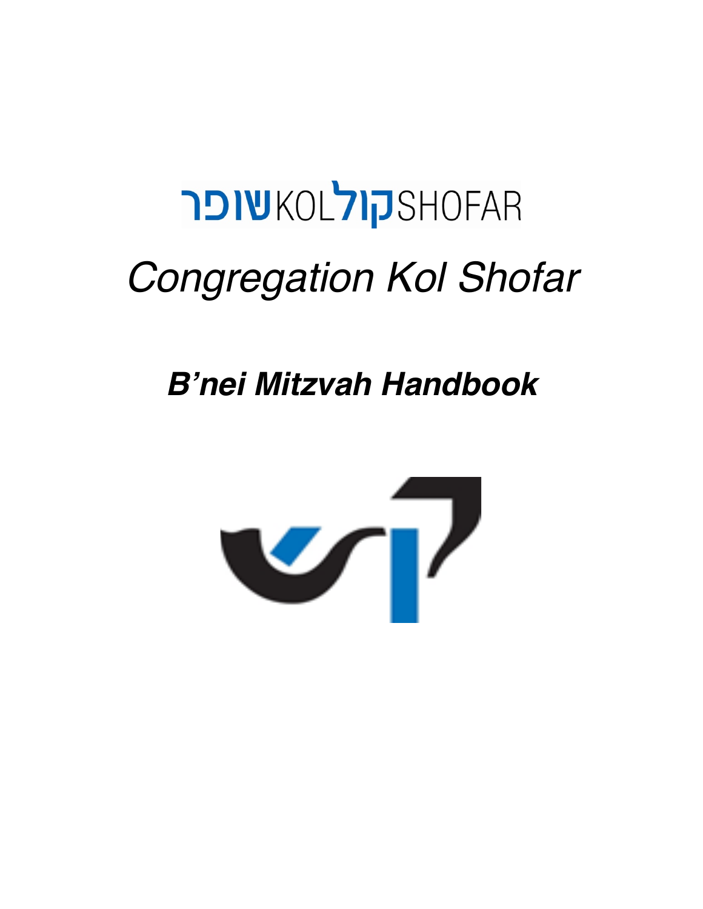שופרKOLקולSHOFAR

# *Congregation Kol Shofar*

## ***B'nei Mitzvah Handbook***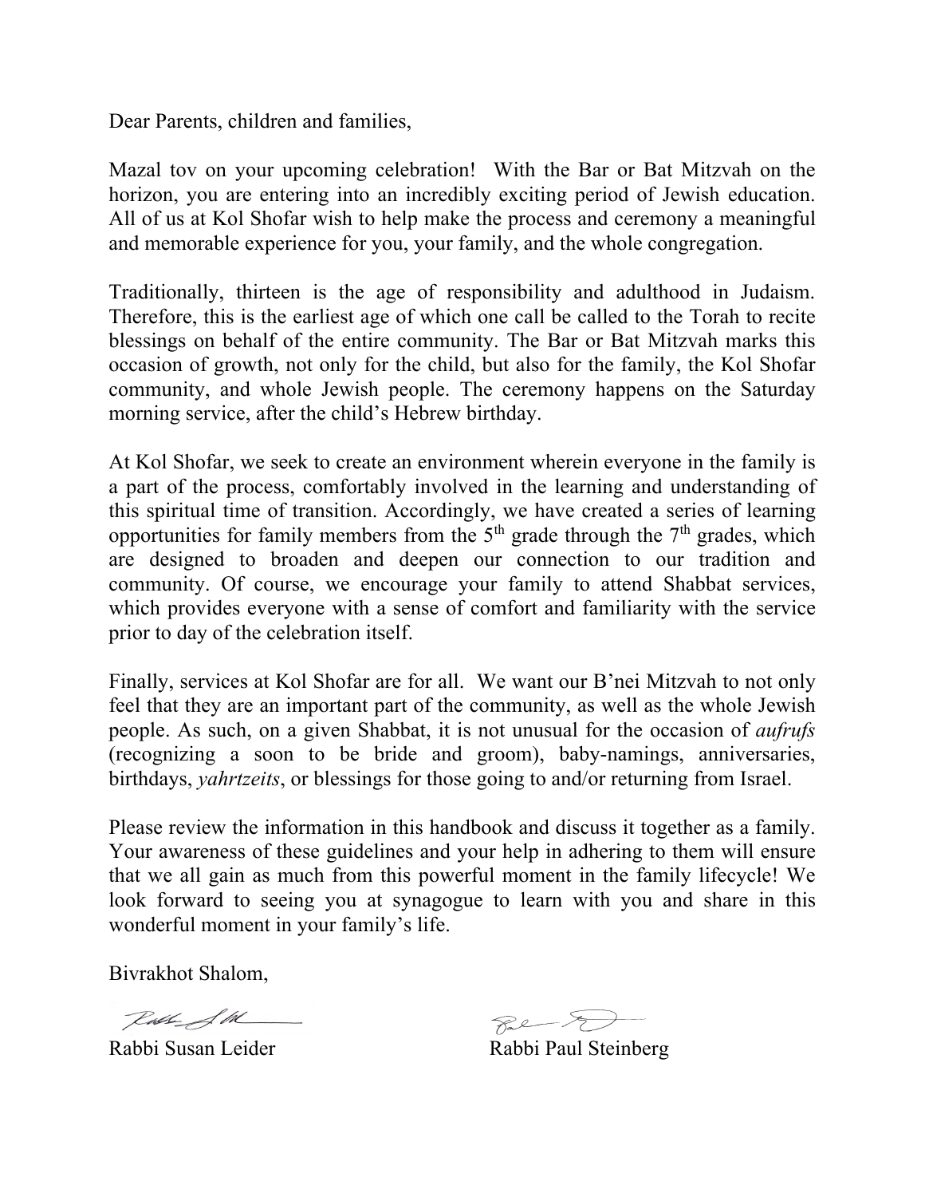Dear Parents, children and families,

Mazal tov on your upcoming celebration! With the Bar or Bat Mitzvah on the horizon, you are entering into an incredibly exciting period of Jewish education. All of us at Kol Shofar wish to help make the process and ceremony a meaningful and memorable experience for you, your family, and the whole congregation.

Traditionally, thirteen is the age of responsibility and adulthood in Judaism. Therefore, this is the earliest age of which one call be called to the Torah to recite blessings on behalf of the entire community. The Bar or Bat Mitzvah marks this occasion of growth, not only for the child, but also for the family, the Kol Shofar community, and whole Jewish people. The ceremony happens on the Saturday morning service, after the child's Hebrew birthday.

At Kol Shofar, we seek to create an environment wherein everyone in the family is a part of the process, comfortably involved in the learning and understanding of this spiritual time of transition. Accordingly, we have created a series of learning opportunities for family members from the 5th grade through the 7th grades, which are designed to broaden and deepen our connection to our tradition and community. Of course, we encourage your family to attend Shabbat services, which provides everyone with a sense of comfort and familiarity with the service prior to day of the celebration itself.

Finally, services at Kol Shofar are for all. We want our B'nei Mitzvah to not only feel that they are an important part of the community, as well as the whole Jewish people. As such, on a given Shabbat, it is not unusual for the occasion of *aufrufs* (recognizing a soon to be bride and groom), baby-namings, anniversaries, birthdays, *yahrtzeits*, or blessings for those going to and/or returning from Israel.

Please review the information in this handbook and discuss it together as a family. Your awareness of these guidelines and your help in adhering to them will ensure that we all gain as much from this powerful moment in the family lifecycle! We look forward to seeing you at synagogue to learn with you and share in this wonderful moment in your family's life.

Bivrakhot Shalom,

Rabbi Susan Leider

Rabbi Paul Steinberg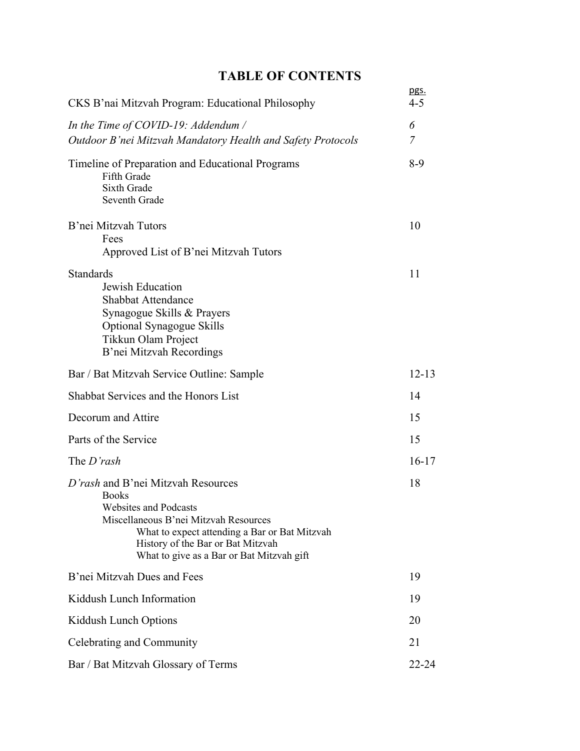# TABLE OF CONTENTS

| | pgs. |
|---|---|
| CKS B'nai Mitzvah Program: Educational Philosophy | 4-5 |
| *In the Time of COVID-19: Addendum /* | *6* |
| *Outdoor B'nei Mitzvah Mandatory Health and Safety Protocols* | *7* |
| Timeline of Preparation and Educational Programs | 8-9 |
| Fifth Grade | |
| Sixth Grade | |
| Seventh Grade | |
| B'nei Mitzvah Tutors | 10 |
| Fees | |
| Approved List of B'nei Mitzvah Tutors | |
| Standards | 11 |
| Jewish Education | |
| Shabbat Attendance | |
| Synagogue Skills & Prayers | |
| Optional Synagogue Skills | |
| Tikkun Olam Project | |
| B'nei Mitzvah Recordings | |
| Bar / Bat Mitzvah Service Outline: Sample | 12-13 |
| Shabbat Services and the Honors List | 14 |
| Decorum and Attire | 15 |
| Parts of the Service | 15 |
| The *D'rash* | 16-17 |
| *D'rash* and B'nei Mitzvah Resources | 18 |
| Books | |
| Websites and Podcasts | |
| Miscellaneous B'nei Mitzvah Resources | |
| What to expect attending a Bar or Bat Mitzvah | |
| History of the Bar or Bat Mitzvah | |
| What to give as a Bar or Bat Mitzvah gift | |
| B'nei Mitzvah Dues and Fees | 19 |
| Kiddush Lunch Information | 19 |
| Kiddush Lunch Options | 20 |
| Celebrating and Community | 21 |
| Bar / Bat Mitzvah Glossary of Terms | 22-24 |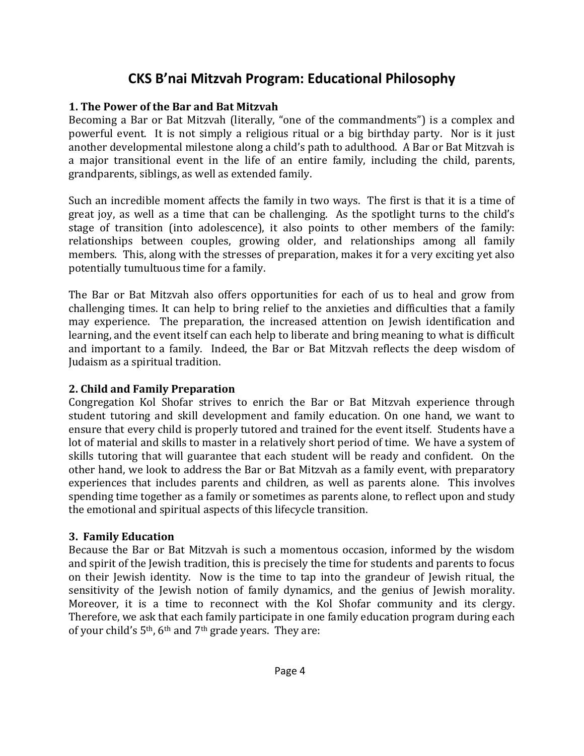# CKS B'nai Mitzvah Program: Educational Philosophy

## 1. The Power of the Bar and Bat Mitzvah

Becoming a Bar or Bat Mitzvah (literally, "one of the commandments") is a complex and powerful event. It is not simply a religious ritual or a big birthday party. Nor is it just another developmental milestone along a child's path to adulthood. A Bar or Bat Mitzvah is a major transitional event in the life of an entire family, including the child, parents, grandparents, siblings, as well as extended family.

Such an incredible moment affects the family in two ways. The first is that it is a time of great joy, as well as a time that can be challenging. As the spotlight turns to the child's stage of transition (into adolescence), it also points to other members of the family: relationships between couples, growing older, and relationships among all family members. This, along with the stresses of preparation, makes it for a very exciting yet also potentially tumultuous time for a family.

The Bar or Bat Mitzvah also offers opportunities for each of us to heal and grow from challenging times. It can help to bring relief to the anxieties and difficulties that a family may experience. The preparation, the increased attention on Jewish identification and learning, and the event itself can each help to liberate and bring meaning to what is difficult and important to a family. Indeed, the Bar or Bat Mitzvah reflects the deep wisdom of Judaism as a spiritual tradition.

## 2. Child and Family Preparation

Congregation Kol Shofar strives to enrich the Bar or Bat Mitzvah experience through student tutoring and skill development and family education. On one hand, we want to ensure that every child is properly tutored and trained for the event itself. Students have a lot of material and skills to master in a relatively short period of time. We have a system of skills tutoring that will guarantee that each student will be ready and confident. On the other hand, we look to address the Bar or Bat Mitzvah as a family event, with preparatory experiences that includes parents and children, as well as parents alone. This involves spending time together as a family or sometimes as parents alone, to reflect upon and study the emotional and spiritual aspects of this lifecycle transition.

## 3. Family Education

Because the Bar or Bat Mitzvah is such a momentous occasion, informed by the wisdom and spirit of the Jewish tradition, this is precisely the time for students and parents to focus on their Jewish identity. Now is the time to tap into the grandeur of Jewish ritual, the sensitivity of the Jewish notion of family dynamics, and the genius of Jewish morality. Moreover, it is a time to reconnect with the Kol Shofar community and its clergy. Therefore, we ask that each family participate in one family education program during each of your child's 5th, 6th and 7th grade years. They are: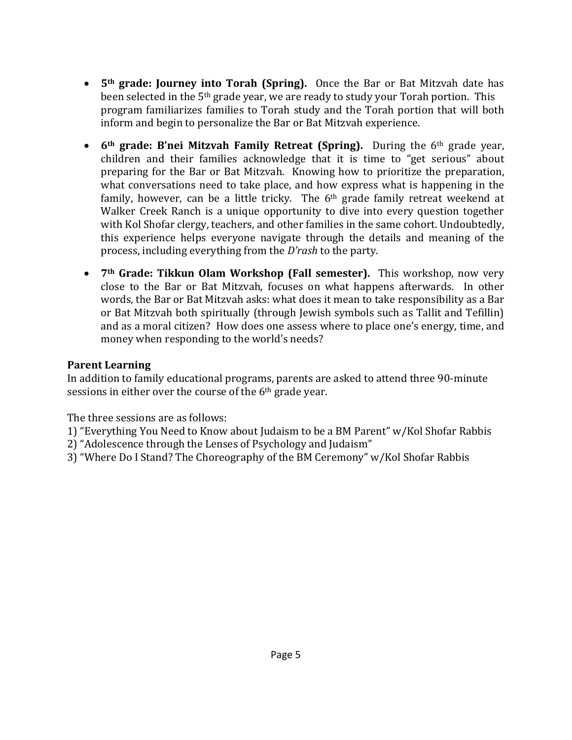- **5th grade: Journey into Torah (Spring).** Once the Bar or Bat Mitzvah date has been selected in the 5th grade year, we are ready to study your Torah portion. This program familiarizes families to Torah study and the Torah portion that will both inform and begin to personalize the Bar or Bat Mitzvah experience.

- **6th grade: B'nei Mitzvah Family Retreat (Spring).** During the 6th grade year, children and their families acknowledge that it is time to "get serious" about preparing for the Bar or Bat Mitzvah. Knowing how to prioritize the preparation, what conversations need to take place, and how express what is happening in the family, however, can be a little tricky. The 6th grade family retreat weekend at Walker Creek Ranch is a unique opportunity to dive into every question together with Kol Shofar clergy, teachers, and other families in the same cohort. Undoubtedly, this experience helps everyone navigate through the details and meaning of the process, including everything from the *D'rash* to the party.

- **7th Grade: Tikkun Olam Workshop (Fall semester).** This workshop, now very close to the Bar or Bat Mitzvah, focuses on what happens afterwards. In other words, the Bar or Bat Mitzvah asks: what does it mean to take responsibility as a Bar or Bat Mitzvah both spiritually (through Jewish symbols such as Tallit and Tefillin) and as a moral citizen? How does one assess where to place one's energy, time, and money when responding to the world's needs?

**Parent Learning**

In addition to family educational programs, parents are asked to attend three 90-minute sessions in either over the course of the 6th grade year.

The three sessions are as follows:

1) "Everything You Need to Know about Judaism to be a BM Parent" w/Kol Shofar Rabbis
2) "Adolescence through the Lenses of Psychology and Judaism"
3) "Where Do I Stand? The Choreography of the BM Ceremony" w/Kol Shofar Rabbis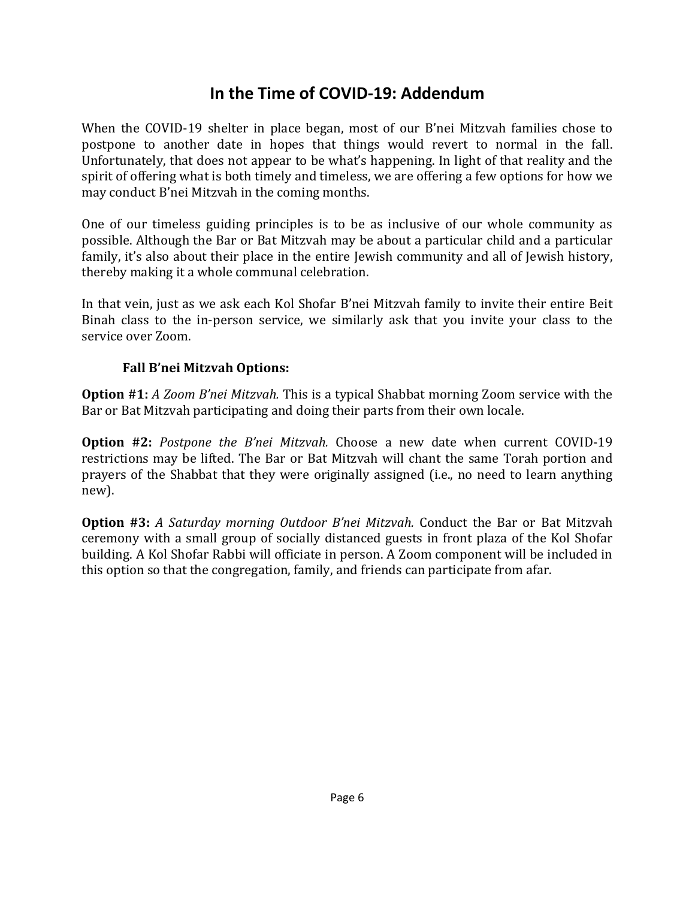# In the Time of COVID-19: Addendum

When the COVID-19 shelter in place began, most of our B'nei Mitzvah families chose to postpone to another date in hopes that things would revert to normal in the fall. Unfortunately, that does not appear to be what's happening. In light of that reality and the spirit of offering what is both timely and timeless, we are offering a few options for how we may conduct B'nei Mitzvah in the coming months.

One of our timeless guiding principles is to be as inclusive of our whole community as possible. Although the Bar or Bat Mitzvah may be about a particular child and a particular family, it's also about their place in the entire Jewish community and all of Jewish history, thereby making it a whole communal celebration.

In that vein, just as we ask each Kol Shofar B'nei Mitzvah family to invite their entire Beit Binah class to the in-person service, we similarly ask that you invite your class to the service over Zoom.

**Fall B'nei Mitzvah Options:**

**Option #1:** *A Zoom B'nei Mitzvah.* This is a typical Shabbat morning Zoom service with the Bar or Bat Mitzvah participating and doing their parts from their own locale.

**Option #2:** *Postpone the B'nei Mitzvah.* Choose a new date when current COVID-19 restrictions may be lifted. The Bar or Bat Mitzvah will chant the same Torah portion and prayers of the Shabbat that they were originally assigned (i.e., no need to learn anything new).

**Option #3:** *A Saturday morning Outdoor B'nei Mitzvah.* Conduct the Bar or Bat Mitzvah ceremony with a small group of socially distanced guests in front plaza of the Kol Shofar building. A Kol Shofar Rabbi will officiate in person. A Zoom component will be included in this option so that the congregation, family, and friends can participate from afar.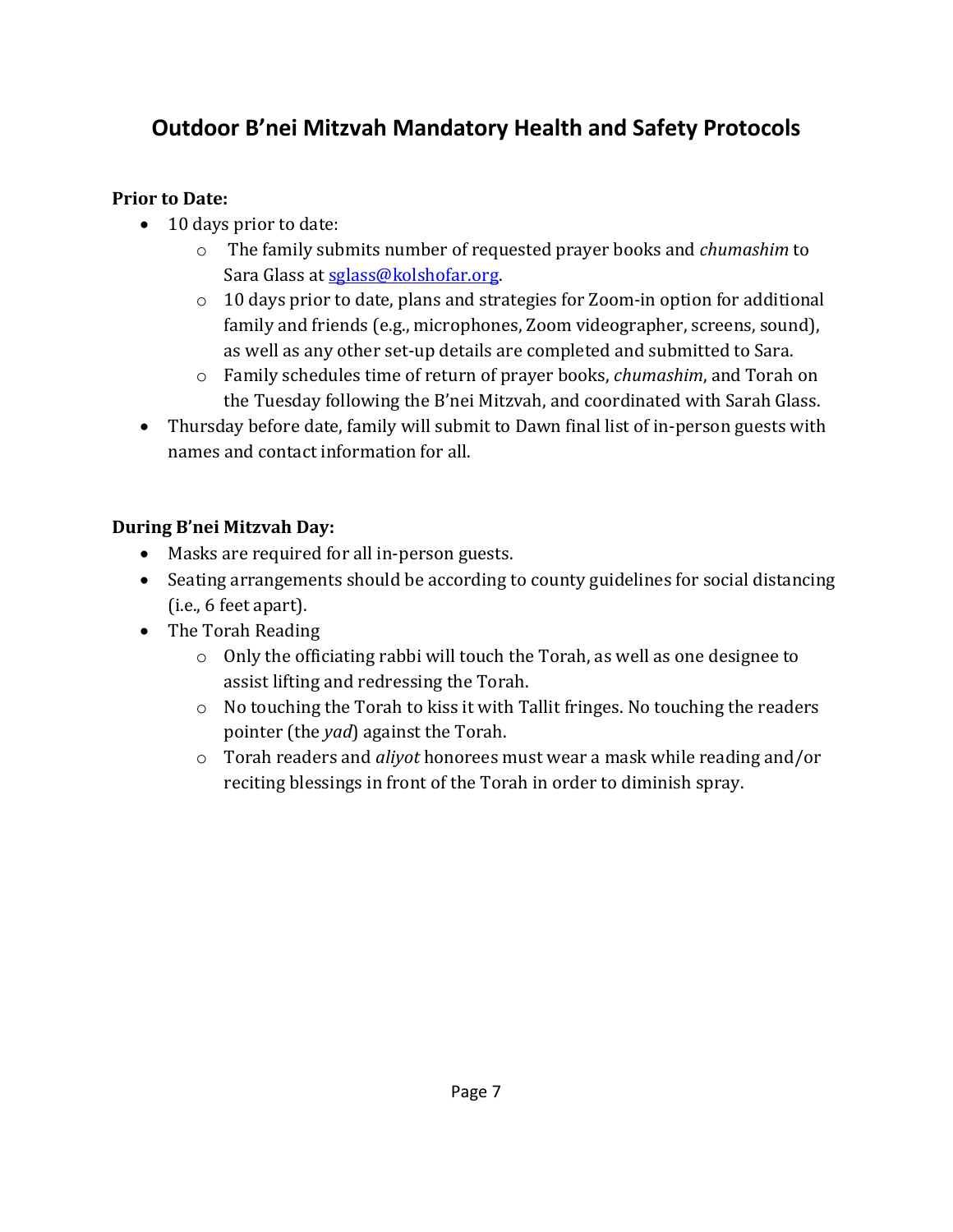# Outdoor B'nei Mitzvah Mandatory Health and Safety Protocols

**Prior to Date:**

- 10 days prior to date:
  - The family submits number of requested prayer books and *chumashim* to Sara Glass at [sglass@kolshofar.org](mailto:sglass@kolshofar.org).
  - 10 days prior to date, plans and strategies for Zoom-in option for additional family and friends (e.g., microphones, Zoom videographer, screens, sound), as well as any other set-up details are completed and submitted to Sara.
  - Family schedules time of return of prayer books, *chumashim*, and Torah on the Tuesday following the B'nei Mitzvah, and coordinated with Sarah Glass.
- Thursday before date, family will submit to Dawn final list of in-person guests with names and contact information for all.

**During B'nei Mitzvah Day:**

- Masks are required for all in-person guests.
- Seating arrangements should be according to county guidelines for social distancing (i.e., 6 feet apart).
- The Torah Reading
  - Only the officiating rabbi will touch the Torah, as well as one designee to assist lifting and redressing the Torah.
  - No touching the Torah to kiss it with Tallit fringes. No touching the readers pointer (the *yad*) against the Torah.
  - Torah readers and *aliyot* honorees must wear a mask while reading and/or reciting blessings in front of the Torah in order to diminish spray.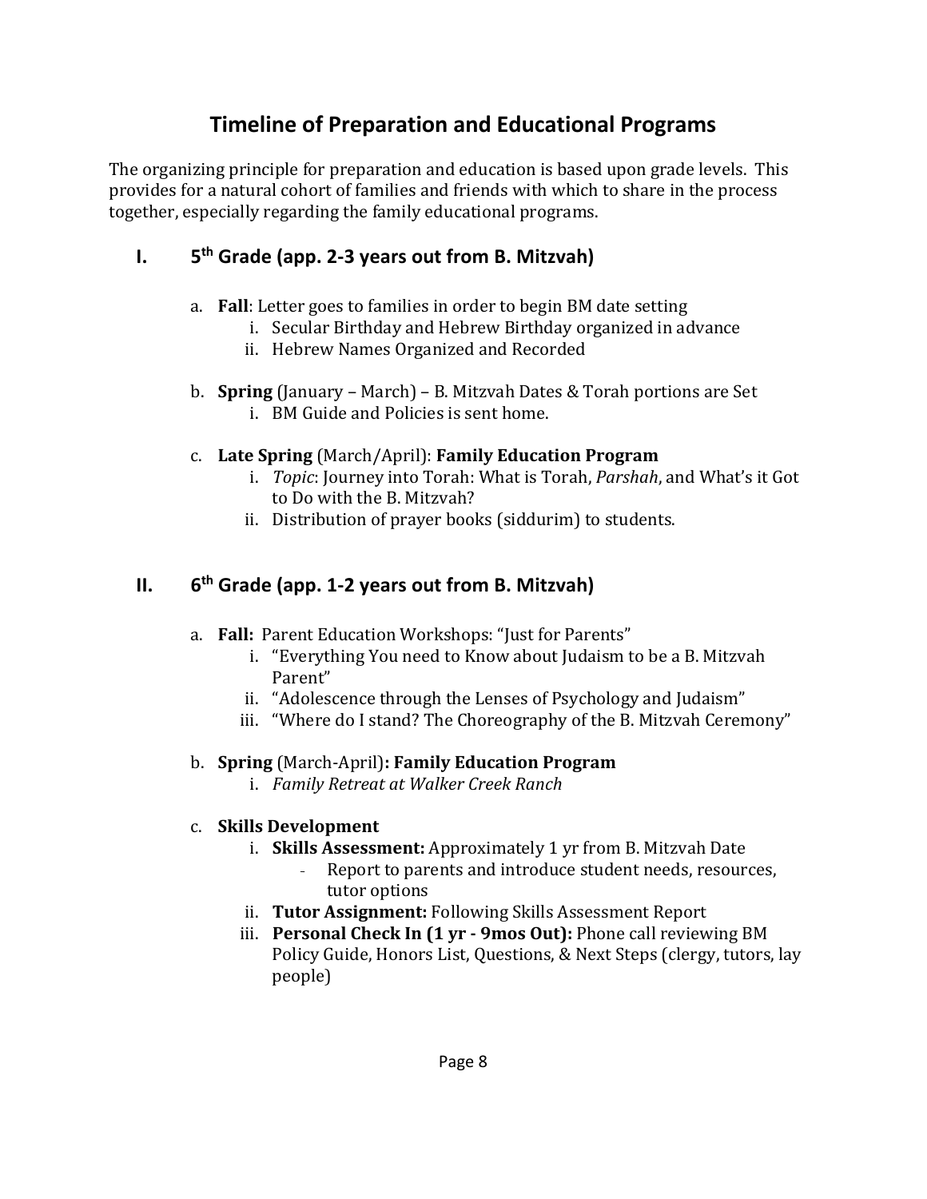# Timeline of Preparation and Educational Programs

The organizing principle for preparation and education is based upon grade levels. This provides for a natural cohort of families and friends with which to share in the process together, especially regarding the family educational programs.

## I. 5th Grade (app. 2-3 years out from B. Mitzvah)

a. **Fall**: Letter goes to families in order to begin BM date setting
   i. Secular Birthday and Hebrew Birthday organized in advance
   ii. Hebrew Names Organized and Recorded

b. **Spring** (January – March) – B. Mitzvah Dates & Torah portions are Set
   i. BM Guide and Policies is sent home.

c. **Late Spring** (March/April): **Family Education Program**
   i. *Topic*: Journey into Torah: What is Torah, *Parshah*, and What's it Got to Do with the B. Mitzvah?
   ii. Distribution of prayer books (siddurim) to students.

## II. 6th Grade (app. 1-2 years out from B. Mitzvah)

a. **Fall:** Parent Education Workshops: "Just for Parents"
   i. "Everything You need to Know about Judaism to be a B. Mitzvah Parent"
   ii. "Adolescence through the Lenses of Psychology and Judaism"
   iii. "Where do I stand? The Choreography of the B. Mitzvah Ceremony"

b. **Spring** (March-April)**: Family Education Program**
   i. *Family Retreat at Walker Creek Ranch*

c. **Skills Development**
   i. **Skills Assessment:** Approximately 1 yr from B. Mitzvah Date
      - Report to parents and introduce student needs, resources, tutor options
   ii. **Tutor Assignment:** Following Skills Assessment Report
   iii. **Personal Check In (1 yr - 9mos Out):** Phone call reviewing BM Policy Guide, Honors List, Questions, & Next Steps (clergy, tutors, lay people)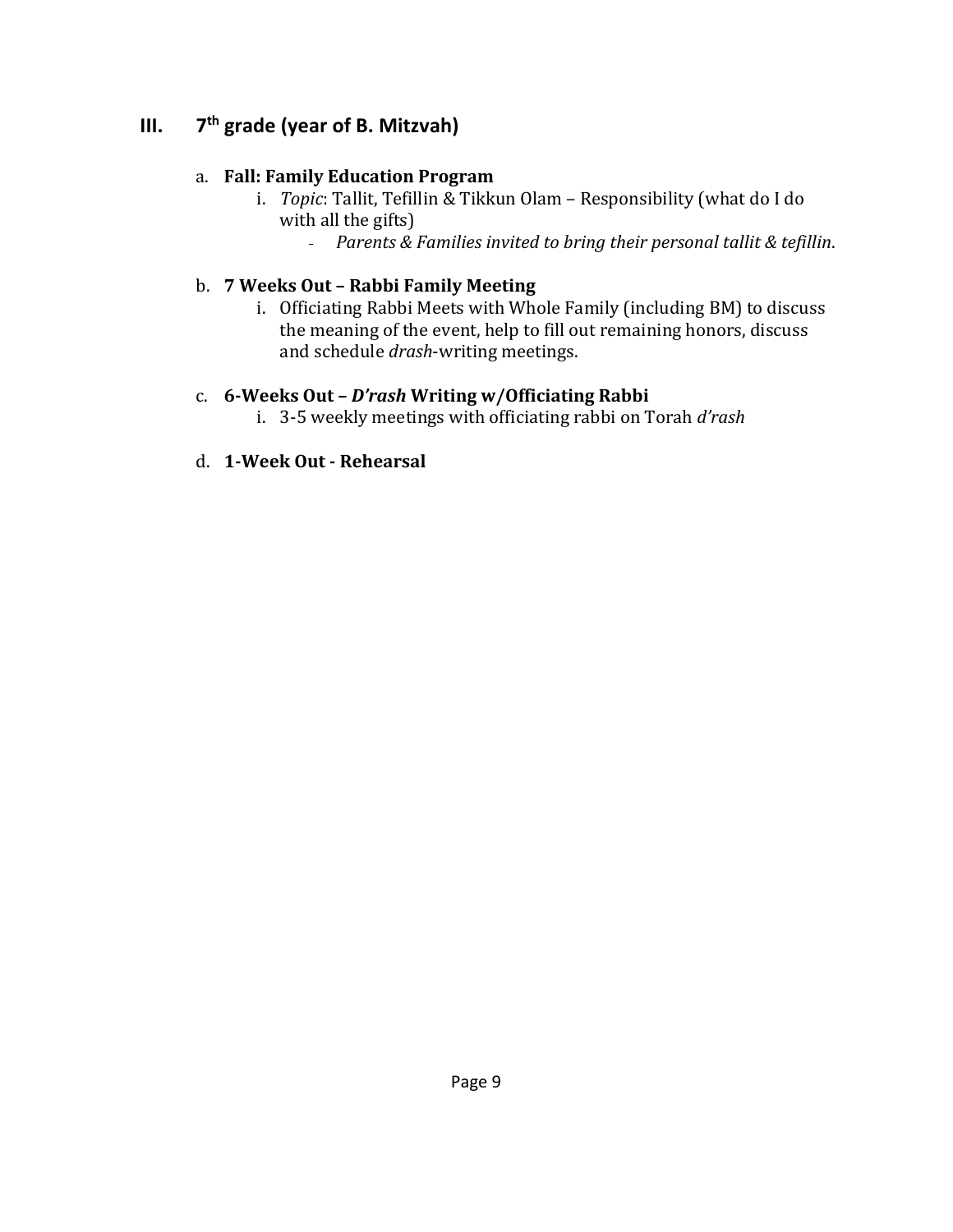## III. 7th grade (year of B. Mitzvah)

a. **Fall: Family Education Program**

   i. *Topic*: Tallit, Tefillin & Tikkun Olam – Responsibility (what do I do with all the gifts)

      - *Parents & Families invited to bring their personal tallit & tefillin*.

b. **7 Weeks Out – Rabbi Family Meeting**

   i. Officiating Rabbi Meets with Whole Family (including BM) to discuss the meaning of the event, help to fill out remaining honors, discuss and schedule *drash*-writing meetings.

c. **6-Weeks Out – *D'rash* Writing w/Officiating Rabbi**

   i. 3-5 weekly meetings with officiating rabbi on Torah *d'rash*

d. **1-Week Out - Rehearsal**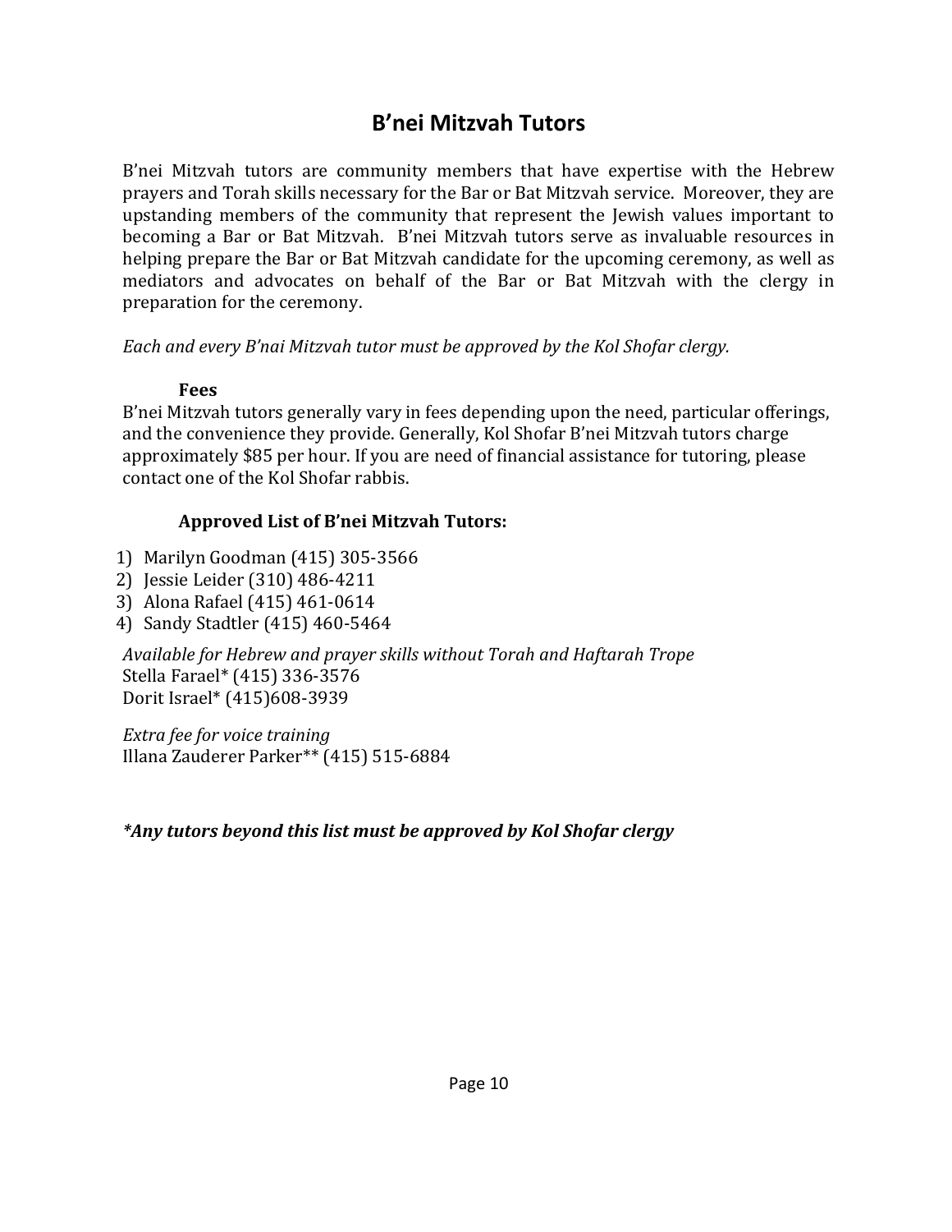# B'nei Mitzvah Tutors

B'nei Mitzvah tutors are community members that have expertise with the Hebrew prayers and Torah skills necessary for the Bar or Bat Mitzvah service. Moreover, they are upstanding members of the community that represent the Jewish values important to becoming a Bar or Bat Mitzvah. B'nei Mitzvah tutors serve as invaluable resources in helping prepare the Bar or Bat Mitzvah candidate for the upcoming ceremony, as well as mediators and advocates on behalf of the Bar or Bat Mitzvah with the clergy in preparation for the ceremony.

*Each and every B'nai Mitzvah tutor must be approved by the Kol Shofar clergy.*

### Fees

B'nei Mitzvah tutors generally vary in fees depending upon the need, particular offerings, and the convenience they provide. Generally, Kol Shofar B'nei Mitzvah tutors charge approximately $85 per hour. If you are need of financial assistance for tutoring, please contact one of the Kol Shofar rabbis.

### Approved List of B'nei Mitzvah Tutors:

1) Marilyn Goodman (415) 305-3566
2) Jessie Leider (310) 486-4211
3) Alona Rafael (415) 461-0614
4) Sandy Stadtler (415) 460-5464

*Available for Hebrew and prayer skills without Torah and Haftarah Trope*
Stella Farael* (415) 336-3576
Dorit Israel* (415)608-3939

*Extra fee for voice training*
Illana Zauderer Parker** (415) 515-6884

***Any tutors beyond this list must be approved by Kol Shofar clergy***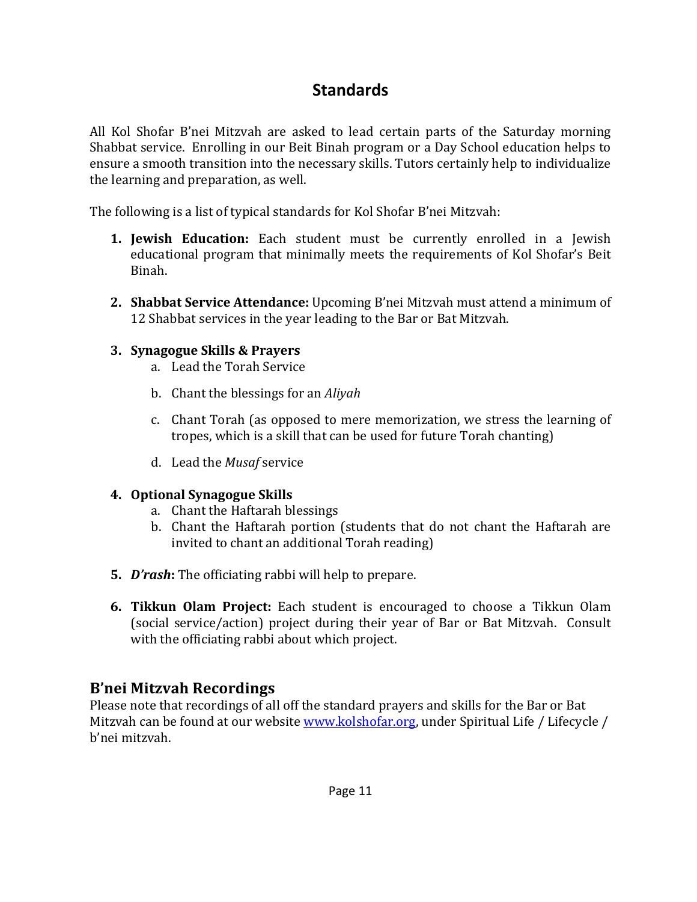# Standards

All Kol Shofar B'nei Mitzvah are asked to lead certain parts of the Saturday morning Shabbat service. Enrolling in our Beit Binah program or a Day School education helps to ensure a smooth transition into the necessary skills. Tutors certainly help to individualize the learning and preparation, as well.

The following is a list of typical standards for Kol Shofar B'nei Mitzvah:

1. **Jewish Education:** Each student must be currently enrolled in a Jewish educational program that minimally meets the requirements of Kol Shofar's Beit Binah.

2. **Shabbat Service Attendance:** Upcoming B'nei Mitzvah must attend a minimum of 12 Shabbat services in the year leading to the Bar or Bat Mitzvah.

3. **Synagogue Skills & Prayers**
    a. Lead the Torah Service
    
    b. Chant the blessings for an *Aliyah*
    
    c. Chant Torah (as opposed to mere memorization, we stress the learning of tropes, which is a skill that can be used for future Torah chanting)
    
    d. Lead the *Musaf* service

4. **Optional Synagogue Skills**
    a. Chant the Haftarah blessings
    b. Chant the Haftarah portion (students that do not chant the Haftarah are invited to chant an additional Torah reading)

5. ***D'rash*:** The officiating rabbi will help to prepare.

6. **Tikkun Olam Project:** Each student is encouraged to choose a Tikkun Olam (social service/action) project during their year of Bar or Bat Mitzvah. Consult with the officiating rabbi about which project.

## B'nei Mitzvah Recordings

Please note that recordings of all off the standard prayers and skills for the Bar or Bat Mitzvah can be found at our website [www.kolshofar.org](http://www.kolshofar.org), under Spiritual Life / Lifecycle / b'nei mitzvah.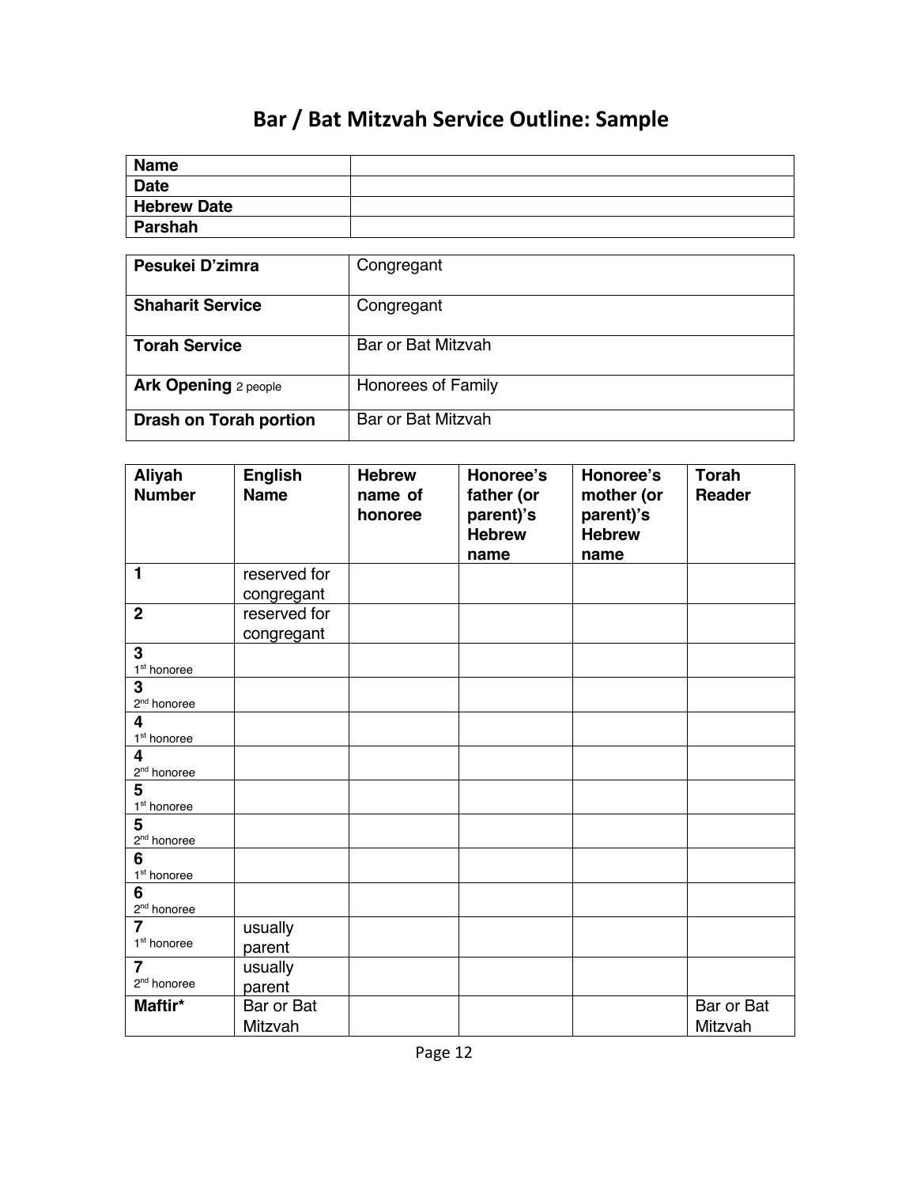# Bar / Bat Mitzvah Service Outline: Sample

| **Name** | |
|---|---|
| **Date** | |
| **Hebrew Date** | |
| **Parshah** | |

| **Pesukei D'zimra** | Congregant |
|---|---|
| **Shaharit Service** | Congregant |
| **Torah Service** | Bar or Bat Mitzvah |
| **Ark Opening** 2 people | Honorees of Family |
| **Drash on Torah portion** | Bar or Bat Mitzvah |

| **Aliyah Number** | **English Name** | **Hebrew name of honoree** | **Honoree's father (or parent)'s Hebrew name** | **Honoree's mother (or parent)'s Hebrew name** | **Torah Reader** |
|---|---|---|---|---|---|
| **1** | reserved for congregant | | | | |
| **2** | reserved for congregant | | | | |
| **3** 1st honoree | | | | | |
| **3** 2nd honoree | | | | | |
| **4** 1st honoree | | | | | |
| **4** 2nd honoree | | | | | |
| **5** 1st honoree | | | | | |
| **5** 2nd honoree | | | | | |
| **6** 1st honoree | | | | | |
| **6** 2nd honoree | | | | | |
| **7** 1st honoree | usually parent | | | | |
| **7** 2nd honoree | usually parent | | | | |
| **Maftir*** | Bar or Bat Mitzvah | | | | Bar or Bat Mitzvah |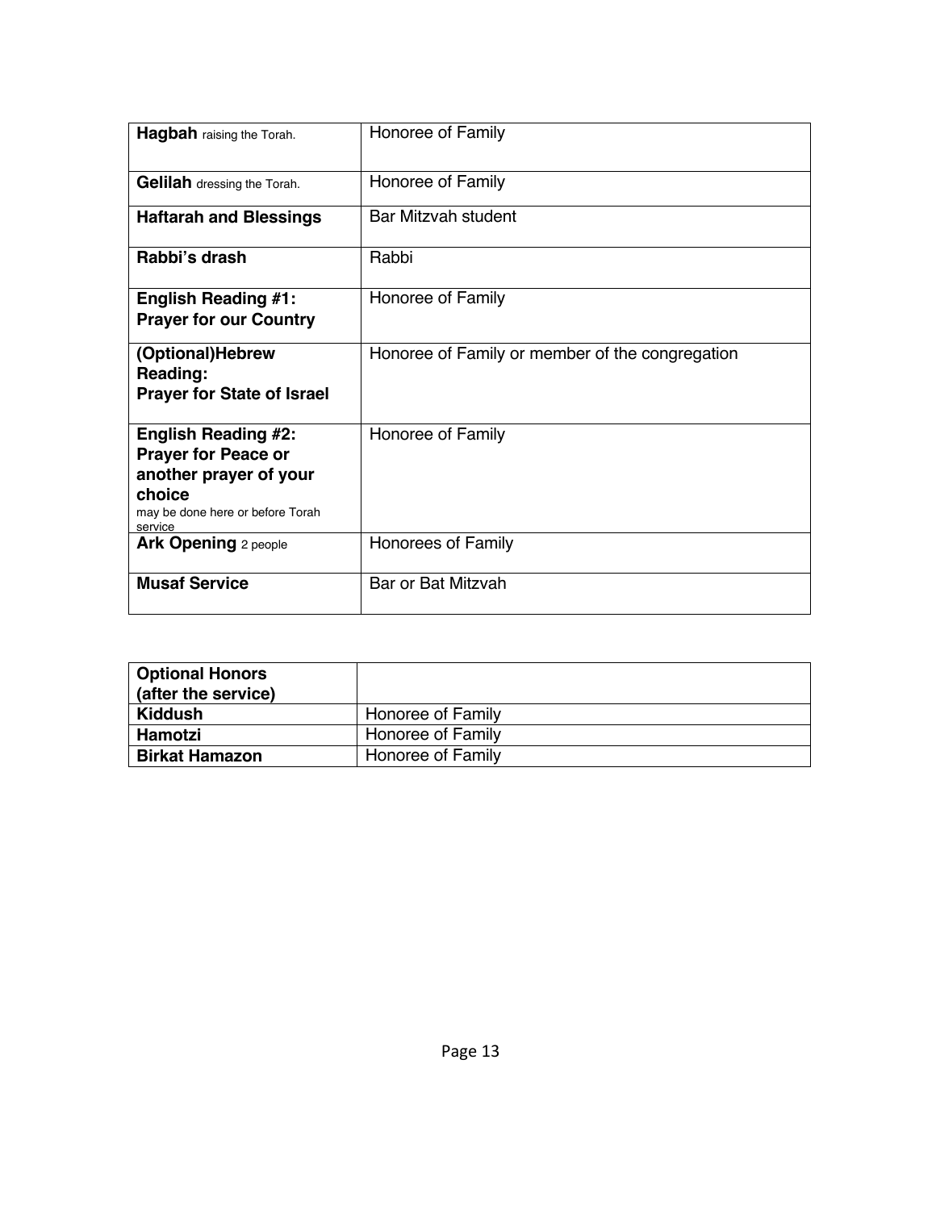| **Hagbah** raising the Torah. | Honoree of Family |
|---|---|
| **Gelilah** dressing the Torah. | Honoree of Family |
| **Haftarah and Blessings** | Bar Mitzvah student |
| **Rabbi's drash** | Rabbi |
| **English Reading #1: Prayer for our Country** | Honoree of Family |
| **(Optional)Hebrew Reading: Prayer for State of Israel** | Honoree of Family or member of the congregation |
| **English Reading #2: Prayer for Peace or another prayer of your choice** may be done here or before Torah service | Honoree of Family |
| **Ark Opening** 2 people | Honorees of Family |
| **Musaf Service** | Bar or Bat Mitzvah |

| **Optional Honors (after the service)** | |
|---|---|
| **Kiddush** | Honoree of Family |
| **Hamotzi** | Honoree of Family |
| **Birkat Hamazon** | Honoree of Family |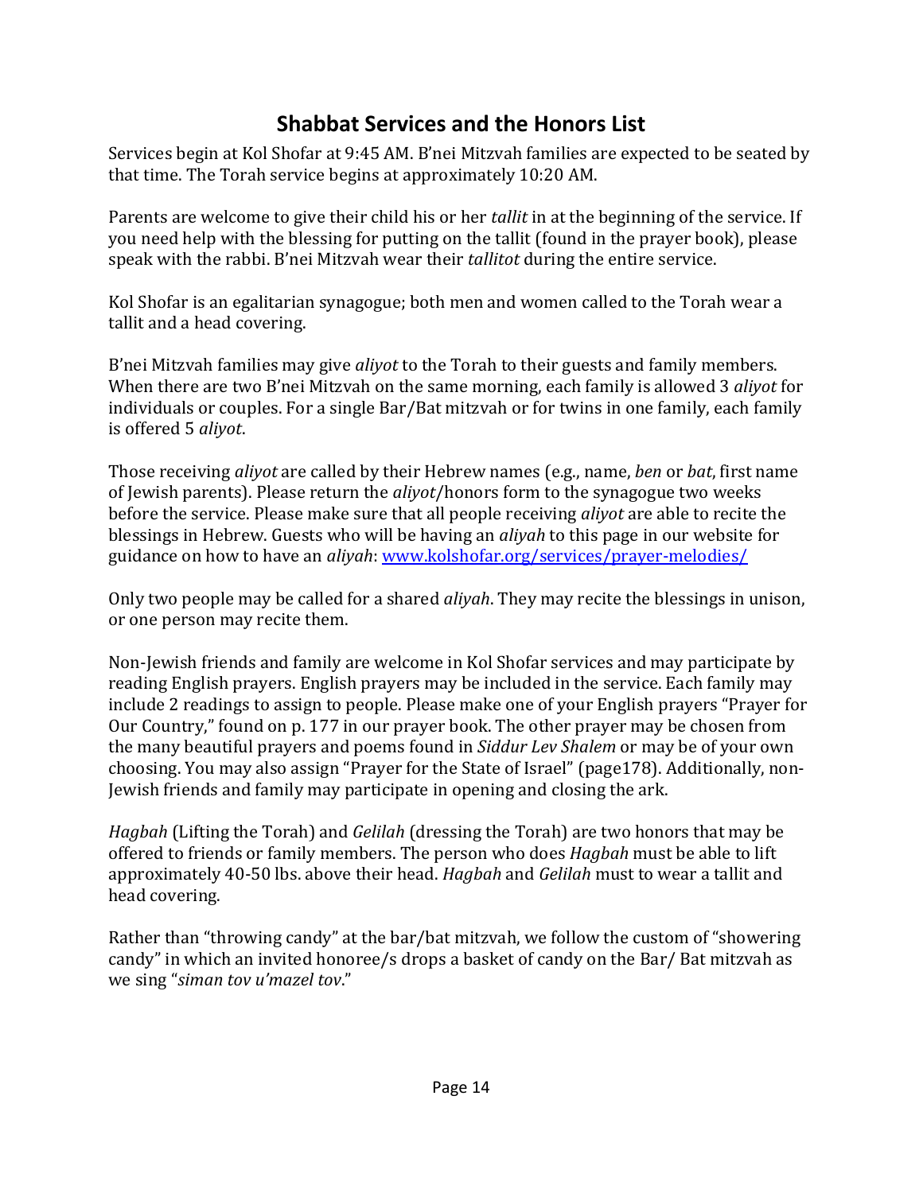## Shabbat Services and the Honors List

Services begin at Kol Shofar at 9:45 AM. B'nei Mitzvah families are expected to be seated by that time. The Torah service begins at approximately 10:20 AM.

Parents are welcome to give their child his or her *tallit* in at the beginning of the service. If you need help with the blessing for putting on the tallit (found in the prayer book), please speak with the rabbi. B'nei Mitzvah wear their *tallitot* during the entire service.

Kol Shofar is an egalitarian synagogue; both men and women called to the Torah wear a tallit and a head covering.

B'nei Mitzvah families may give *aliyot* to the Torah to their guests and family members. When there are two B'nei Mitzvah on the same morning, each family is allowed 3 *aliyot* for individuals or couples. For a single Bar/Bat mitzvah or for twins in one family, each family is offered 5 *aliyot*.

Those receiving *aliyot* are called by their Hebrew names (e.g., name, *ben* or *bat*, first name of Jewish parents). Please return the *aliyot*/honors form to the synagogue two weeks before the service. Please make sure that all people receiving *aliyot* are able to recite the blessings in Hebrew. Guests who will be having an *aliyah* to this page in our website for guidance on how to have an *aliyah*: [www.kolshofar.org/services/prayer-melodies/](http://www.kolshofar.org/services/prayer-melodies/)

Only two people may be called for a shared *aliyah*. They may recite the blessings in unison, or one person may recite them.

Non-Jewish friends and family are welcome in Kol Shofar services and may participate by reading English prayers. English prayers may be included in the service. Each family may include 2 readings to assign to people. Please make one of your English prayers "Prayer for Our Country," found on p. 177 in our prayer book. The other prayer may be chosen from the many beautiful prayers and poems found in *Siddur Lev Shalem* or may be of your own choosing. You may also assign "Prayer for the State of Israel" (page178). Additionally, non-Jewish friends and family may participate in opening and closing the ark.

*Hagbah* (Lifting the Torah) and *Gelilah* (dressing the Torah) are two honors that may be offered to friends or family members. The person who does *Hagbah* must be able to lift approximately 40-50 lbs. above their head. *Hagbah* and *Gelilah* must to wear a tallit and head covering.

Rather than "throwing candy" at the bar/bat mitzvah, we follow the custom of "showering candy" in which an invited honoree/s drops a basket of candy on the Bar/ Bat mitzvah as we sing "*siman tov u'mazel tov*."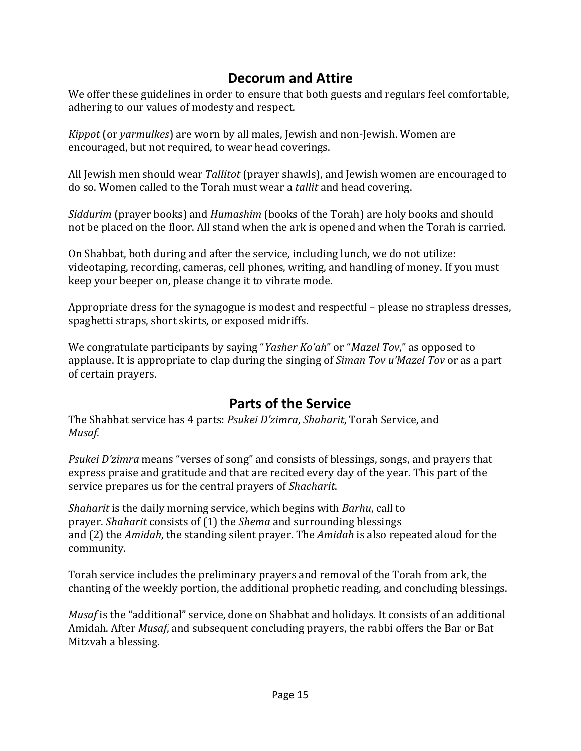## Decorum and Attire

We offer these guidelines in order to ensure that both guests and regulars feel comfortable, adhering to our values of modesty and respect.

*Kippot* (or *yarmulkes*) are worn by all males, Jewish and non-Jewish. Women are encouraged, but not required, to wear head coverings.

All Jewish men should wear *Tallitot* (prayer shawls), and Jewish women are encouraged to do so. Women called to the Torah must wear a *tallit* and head covering.

*Siddurim* (prayer books) and *Humashim* (books of the Torah) are holy books and should not be placed on the floor. All stand when the ark is opened and when the Torah is carried.

On Shabbat, both during and after the service, including lunch, we do not utilize: videotaping, recording, cameras, cell phones, writing, and handling of money. If you must keep your beeper on, please change it to vibrate mode.

Appropriate dress for the synagogue is modest and respectful – please no strapless dresses, spaghetti straps, short skirts, or exposed midriffs.

We congratulate participants by saying "*Yasher Ko'ah*" or "*Mazel Tov*," as opposed to applause. It is appropriate to clap during the singing of *Siman Tov u'Mazel Tov* or as a part of certain prayers.

## Parts of the Service

The Shabbat service has 4 parts: *Psukei D'zimra*, *Shaharit*, Torah Service, and *Musaf*.

*Psukei D'zimra* means "verses of song" and consists of blessings, songs, and prayers that express praise and gratitude and that are recited every day of the year. This part of the service prepares us for the central prayers of *Shacharit*.

*Shaharit* is the daily morning service, which begins with *Barhu*, call to prayer. *Shaharit* consists of (1) the *Shema* and surrounding blessings and (2) the *Amidah*, the standing silent prayer. The *Amidah* is also repeated aloud for the community.

Torah service includes the preliminary prayers and removal of the Torah from ark, the chanting of the weekly portion, the additional prophetic reading, and concluding blessings.

*Musaf* is the "additional" service, done on Shabbat and holidays. It consists of an additional Amidah. After *Musaf*, and subsequent concluding prayers, the rabbi offers the Bar or Bat Mitzvah a blessing.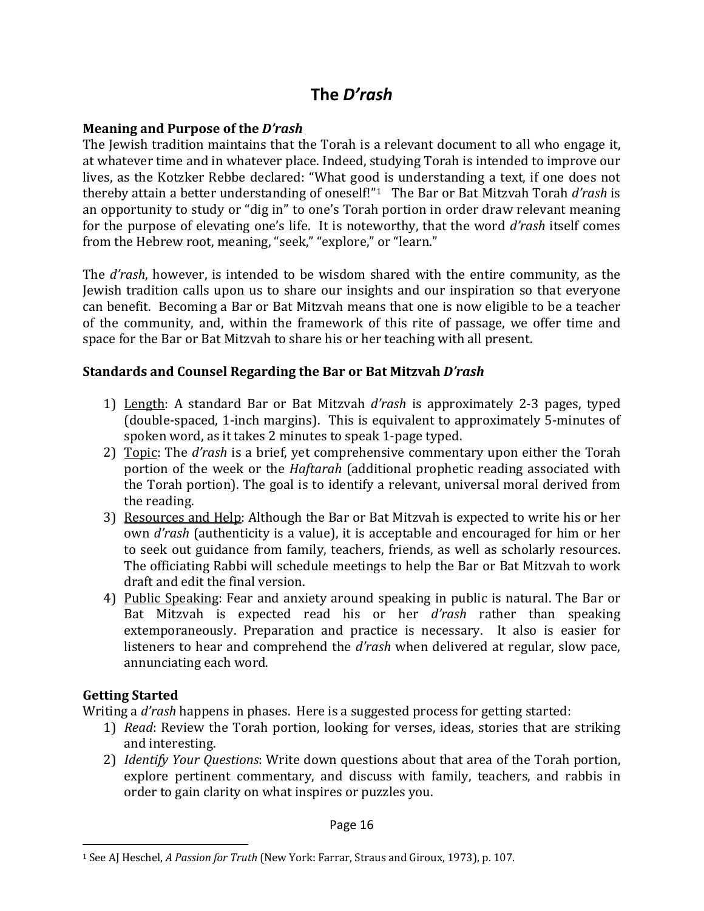# The *D'rash*

**Meaning and Purpose of the *D'rash***

The Jewish tradition maintains that the Torah is a relevant document to all who engage it, at whatever time and in whatever place. Indeed, studying Torah is intended to improve our lives, as the Kotzker Rebbe declared: "What good is understanding a text, if one does not thereby attain a better understanding of oneself!"[1] The Bar or Bat Mitzvah Torah *d'rash* is an opportunity to study or "dig in" to one's Torah portion in order draw relevant meaning for the purpose of elevating one's life. It is noteworthy, that the word *d'rash* itself comes from the Hebrew root, meaning, "seek," "explore," or "learn."

The *d'rash*, however, is intended to be wisdom shared with the entire community, as the Jewish tradition calls upon us to share our insights and our inspiration so that everyone can benefit. Becoming a Bar or Bat Mitzvah means that one is now eligible to be a teacher of the community, and, within the framework of this rite of passage, we offer time and space for the Bar or Bat Mitzvah to share his or her teaching with all present.

**Standards and Counsel Regarding the Bar or Bat Mitzvah *D'rash***

1) <u>Length</u>: A standard Bar or Bat Mitzvah *d'rash* is approximately 2-3 pages, typed (double-spaced, 1-inch margins). This is equivalent to approximately 5-minutes of spoken word, as it takes 2 minutes to speak 1-page typed.
2) <u>Topic</u>: The *d'rash* is a brief, yet comprehensive commentary upon either the Torah portion of the week or the *Haftarah* (additional prophetic reading associated with the Torah portion). The goal is to identify a relevant, universal moral derived from the reading.
3) <u>Resources and Help</u>: Although the Bar or Bat Mitzvah is expected to write his or her own *d'rash* (authenticity is a value), it is acceptable and encouraged for him or her to seek out guidance from family, teachers, friends, as well as scholarly resources. The officiating Rabbi will schedule meetings to help the Bar or Bat Mitzvah to work draft and edit the final version.
4) <u>Public Speaking</u>: Fear and anxiety around speaking in public is natural. The Bar or Bat Mitzvah is expected read his or her *d'rash* rather than speaking extemporaneously. Preparation and practice is necessary. It also is easier for listeners to hear and comprehend the *d'rash* when delivered at regular, slow pace, annunciating each word.

**Getting Started**

Writing a *d'rash* happens in phases. Here is a suggested process for getting started:

1) *Read*: Review the Torah portion, looking for verses, ideas, stories that are striking and interesting.
2) *Identify Your Questions*: Write down questions about that area of the Torah portion, explore pertinent commentary, and discuss with family, teachers, and rabbis in order to gain clarity on what inspires or puzzles you.

---

[1] See AJ Heschel, *A Passion for Truth* (New York: Farrar, Straus and Giroux, 1973), p. 107.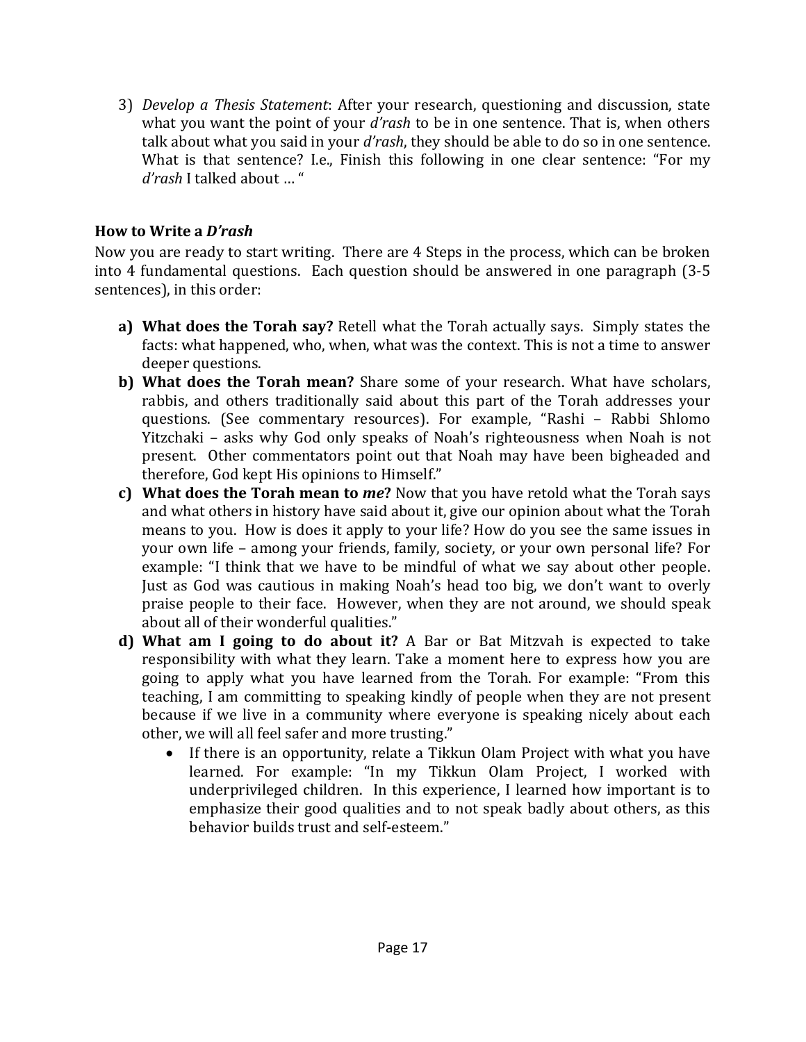3) *Develop a Thesis Statement*: After your research, questioning and discussion, state what you want the point of your *d'rash* to be in one sentence. That is, when others talk about what you said in your *d'rash*, they should be able to do so in one sentence. What is that sentence? I.e., Finish this following in one clear sentence: "For my *d'rash* I talked about … "

### How to Write a *D'rash*

Now you are ready to start writing. There are 4 Steps in the process, which can be broken into 4 fundamental questions. Each question should be answered in one paragraph (3-5 sentences), in this order:

a) **What does the Torah say?** Retell what the Torah actually says. Simply states the facts: what happened, who, when, what was the context. This is not a time to answer deeper questions.

b) **What does the Torah mean?** Share some of your research. What have scholars, rabbis, and others traditionally said about this part of the Torah addresses your questions. (See commentary resources). For example, "Rashi – Rabbi Shlomo Yitzchaki – asks why God only speaks of Noah's righteousness when Noah is not present. Other commentators point out that Noah may have been bigheaded and therefore, God kept His opinions to Himself."

c) **What does the Torah mean to *me*?** Now that you have retold what the Torah says and what others in history have said about it, give our opinion about what the Torah means to you. How is does it apply to your life? How do you see the same issues in your own life – among your friends, family, society, or your own personal life? For example: "I think that we have to be mindful of what we say about other people. Just as God was cautious in making Noah's head too big, we don't want to overly praise people to their face. However, when they are not around, we should speak about all of their wonderful qualities."

d) **What am I going to do about it?** A Bar or Bat Mitzvah is expected to take responsibility with what they learn. Take a moment here to express how you are going to apply what you have learned from the Torah. For example: "From this teaching, I am committing to speaking kindly of people when they are not present because if we live in a community where everyone is speaking nicely about each other, we will all feel safer and more trusting."
   - If there is an opportunity, relate a Tikkun Olam Project with what you have learned. For example: "In my Tikkun Olam Project, I worked with underprivileged children. In this experience, I learned how important is to emphasize their good qualities and to not speak badly about others, as this behavior builds trust and self-esteem."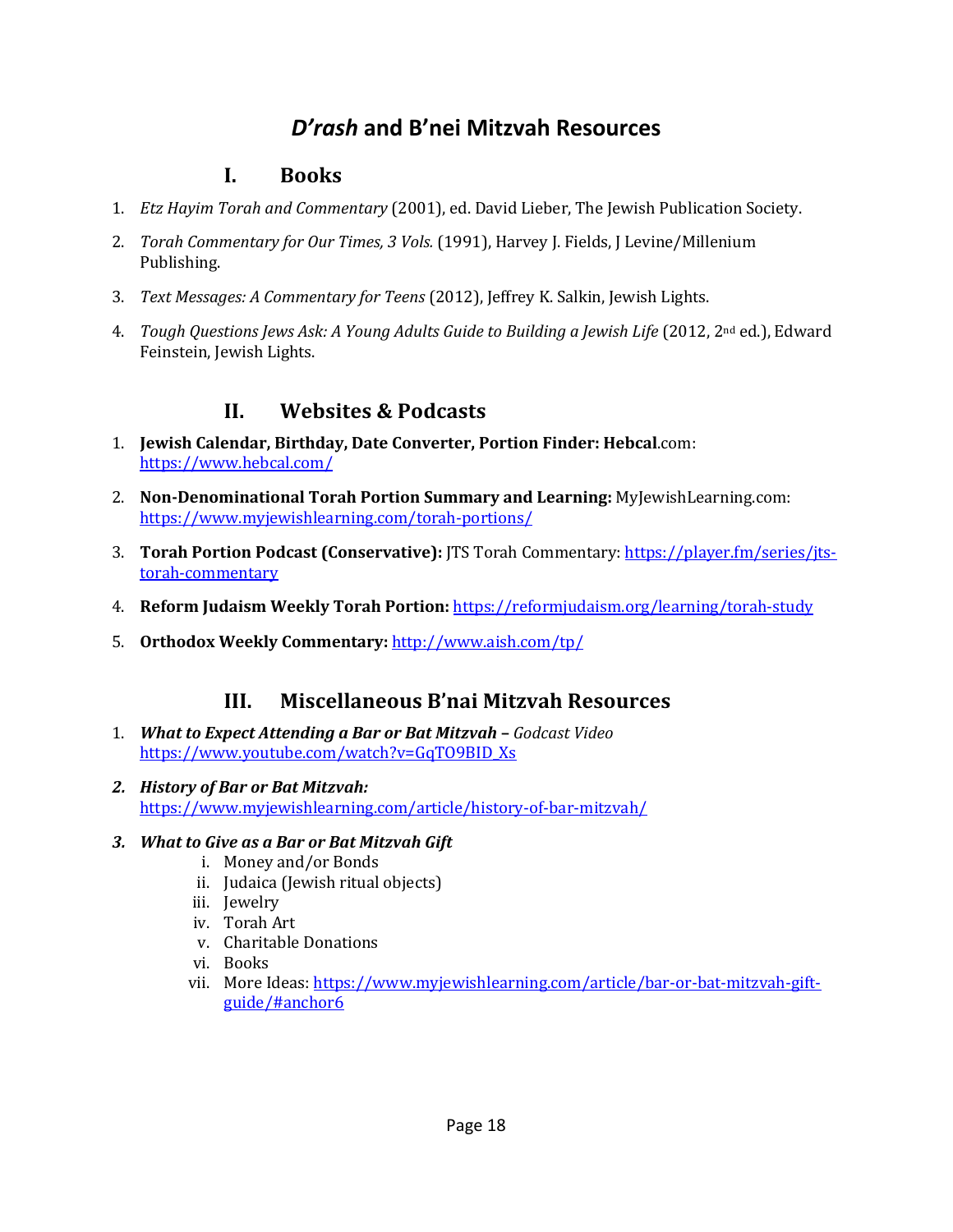# *D'rash* and B'nei Mitzvah Resources

## I. Books

1. *Etz Hayim Torah and Commentary* (2001), ed. David Lieber, The Jewish Publication Society.
2. *Torah Commentary for Our Times, 3 Vols.* (1991), Harvey J. Fields, J Levine/Millenium Publishing.
3. *Text Messages: A Commentary for Teens* (2012), Jeffrey K. Salkin, Jewish Lights.
4. *Tough Questions Jews Ask: A Young Adults Guide to Building a Jewish Life* (2012, 2nd ed.), Edward Feinstein, Jewish Lights.

## II. Websites & Podcasts

1. **Jewish Calendar, Birthday, Date Converter, Portion Finder: Hebcal**.com: https://www.hebcal.com/
2. **Non-Denominational Torah Portion Summary and Learning:** MyJewishLearning.com: https://www.myjewishlearning.com/torah-portions/
3. **Torah Portion Podcast (Conservative):** JTS Torah Commentary: https://player.fm/series/jts-torah-commentary
4. **Reform Judaism Weekly Torah Portion:** https://reformjudaism.org/learning/torah-study
5. **Orthodox Weekly Commentary:** http://www.aish.com/tp/

## III. Miscellaneous B'nai Mitzvah Resources

1. ***What to Expect Attending a Bar or Bat Mitzvah*** – *Godcast Video* https://www.youtube.com/watch?v=GqTO9BID_Xs
2. ***History of Bar or Bat Mitzvah:*** https://www.myjewishlearning.com/article/history-of-bar-mitzvah/
3. ***What to Give as a Bar or Bat Mitzvah Gift***
   i. Money and/or Bonds
   ii. Judaica (Jewish ritual objects)
   iii. Jewelry
   iv. Torah Art
   v. Charitable Donations
   vi. Books
   vii. More Ideas: https://www.myjewishlearning.com/article/bar-or-bat-mitzvah-gift-guide/#anchor6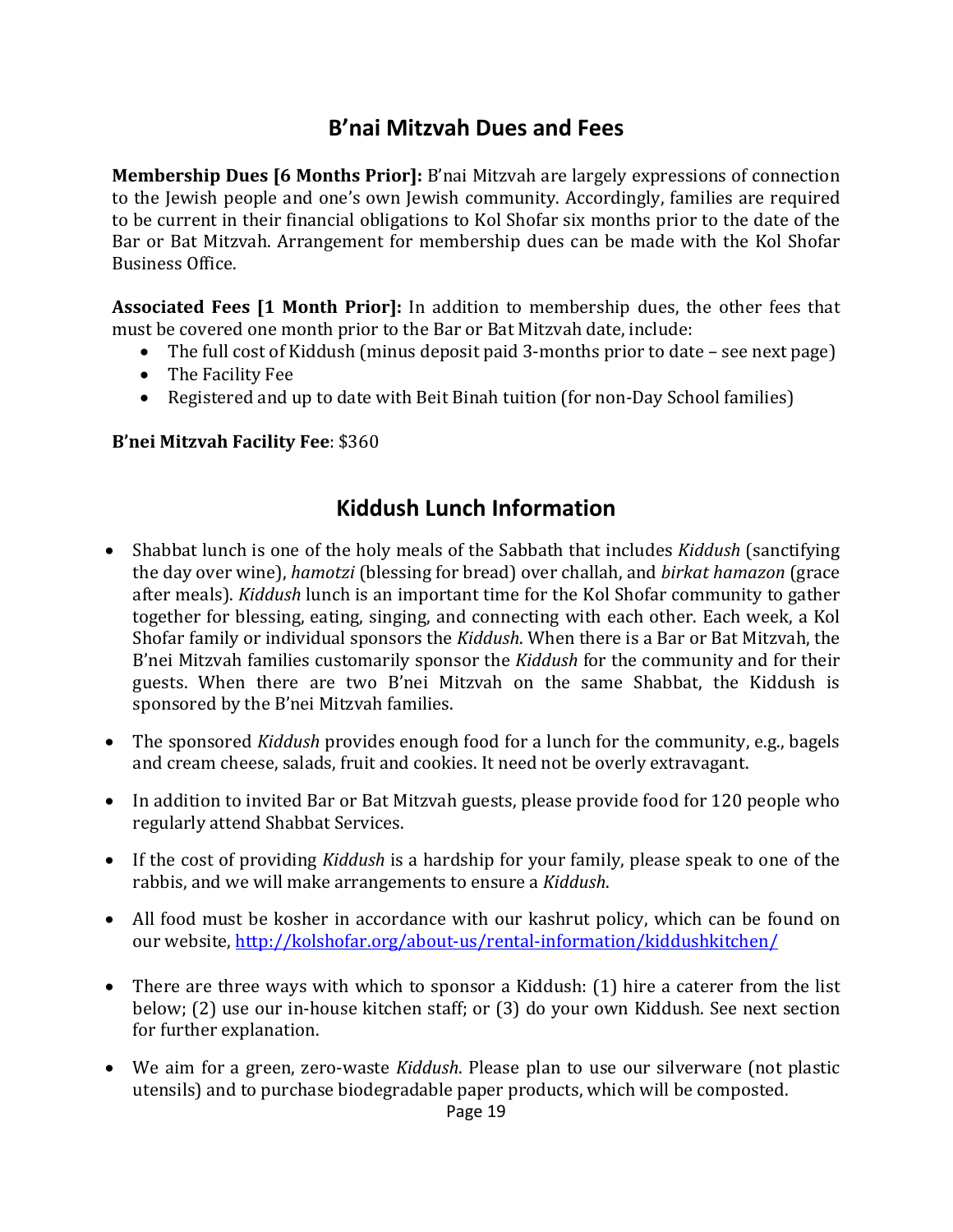## B'nai Mitzvah Dues and Fees

**Membership Dues [6 Months Prior]:** B'nai Mitzvah are largely expressions of connection to the Jewish people and one's own Jewish community. Accordingly, families are required to be current in their financial obligations to Kol Shofar six months prior to the date of the Bar or Bat Mitzvah. Arrangement for membership dues can be made with the Kol Shofar Business Office.

**Associated Fees [1 Month Prior]:** In addition to membership dues, the other fees that must be covered one month prior to the Bar or Bat Mitzvah date, include:

- The full cost of Kiddush (minus deposit paid 3-months prior to date – see next page)
- The Facility Fee
- Registered and up to date with Beit Binah tuition (for non-Day School families)

**B'nei Mitzvah Facility Fee**: $360

## Kiddush Lunch Information

- Shabbat lunch is one of the holy meals of the Sabbath that includes *Kiddush* (sanctifying the day over wine), *hamotzi* (blessing for bread) over challah, and *birkat hamazon* (grace after meals). *Kiddush* lunch is an important time for the Kol Shofar community to gather together for blessing, eating, singing, and connecting with each other. Each week, a Kol Shofar family or individual sponsors the *Kiddush*. When there is a Bar or Bat Mitzvah, the B'nei Mitzvah families customarily sponsor the *Kiddush* for the community and for their guests. When there are two B'nei Mitzvah on the same Shabbat, the Kiddush is sponsored by the B'nei Mitzvah families.

- The sponsored *Kiddush* provides enough food for a lunch for the community, e.g., bagels and cream cheese, salads, fruit and cookies. It need not be overly extravagant.

- In addition to invited Bar or Bat Mitzvah guests, please provide food for 120 people who regularly attend Shabbat Services.

- If the cost of providing *Kiddush* is a hardship for your family, please speak to one of the rabbis, and we will make arrangements to ensure a *Kiddush*.

- All food must be kosher in accordance with our kashrut policy, which can be found on our website, http://kolshofar.org/about-us/rental-information/kiddushkitchen/

- There are three ways with which to sponsor a Kiddush: (1) hire a caterer from the list below; (2) use our in-house kitchen staff; or (3) do your own Kiddush. See next section for further explanation.

- We aim for a green, zero-waste *Kiddush*. Please plan to use our silverware (not plastic utensils) and to purchase biodegradable paper products, which will be composted.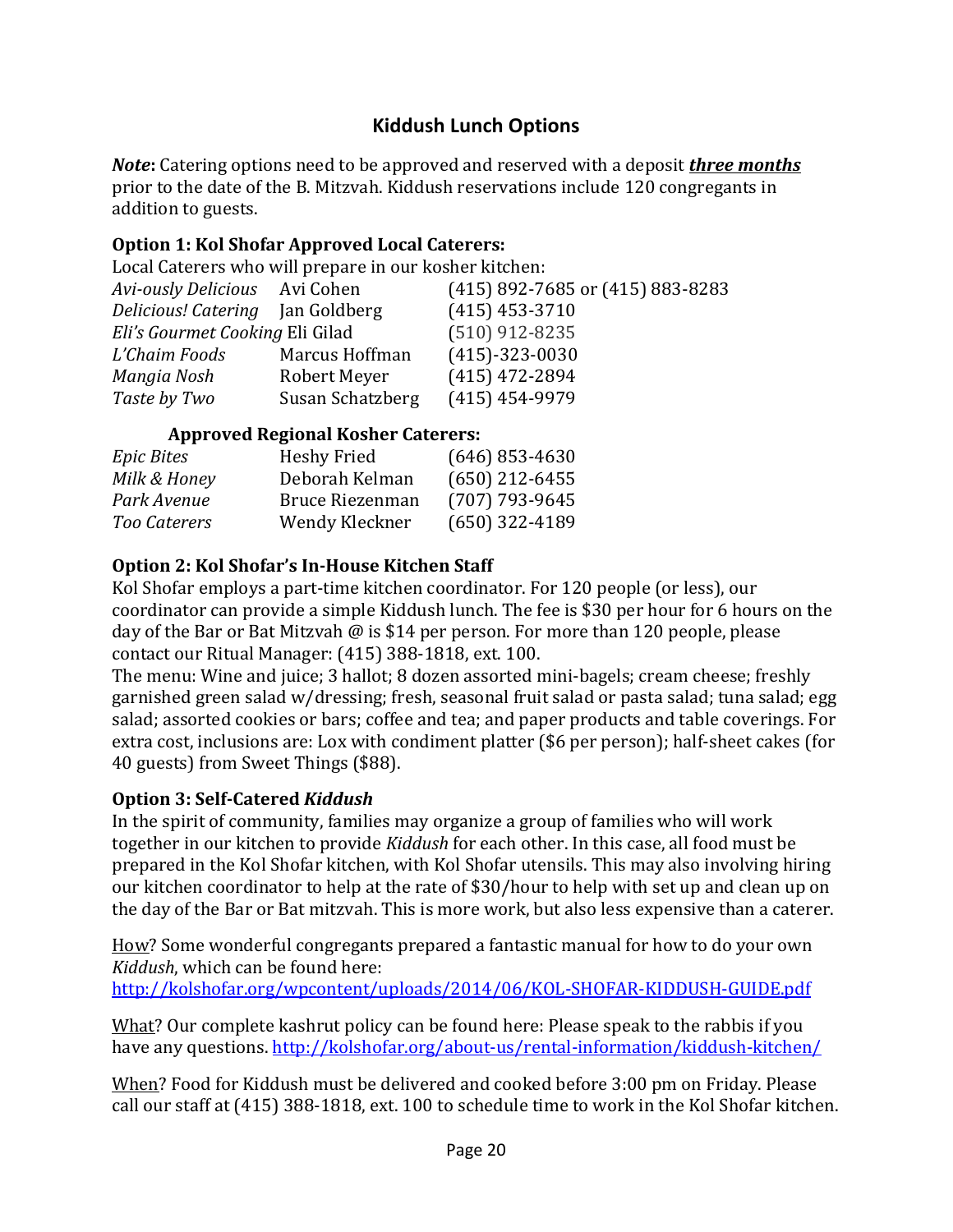## Kiddush Lunch Options

***Note*:** Catering options need to be approved and reserved with a deposit ***three months*** prior to the date of the B. Mitzvah. Kiddush reservations include 120 congregants in addition to guests.

**Option 1: Kol Shofar Approved Local Caterers:**

Local Caterers who will prepare in our kosher kitchen:

| | | |
|---|---|---|
| *Avi-ously Delicious* | Avi Cohen | (415) 892-7685 or (415) 883-8283 |
| *Delicious! Catering* | Jan Goldberg | (415) 453-3710 |
| *Eli's Gourmet Cooking* | Eli Gilad | (510) 912-8235 |
| *L'Chaim Foods* | Marcus Hoffman | (415)-323-0030 |
| *Mangia Nosh* | Robert Meyer | (415) 472-2894 |
| *Taste by Two* | Susan Schatzberg | (415) 454-9979 |

**Approved Regional Kosher Caterers:**

| | | |
|---|---|---|
| *Epic Bites* | Heshy Fried | (646) 853-4630 |
| *Milk & Honey* | Deborah Kelman | (650) 212-6455 |
| *Park Avenue* | Bruce Riezenman | (707) 793-9645 |
| *Too Caterers* | Wendy Kleckner | (650) 322-4189 |

**Option 2: Kol Shofar's In-House Kitchen Staff**

Kol Shofar employs a part-time kitchen coordinator. For 120 people (or less), our coordinator can provide a simple Kiddush lunch. The fee is $30 per hour for 6 hours on the day of the Bar or Bat Mitzvah @ is $14 per person. For more than 120 people, please contact our Ritual Manager: (415) 388-1818, ext. 100.

The menu: Wine and juice; 3 hallot; 8 dozen assorted mini-bagels; cream cheese; freshly garnished green salad w/dressing; fresh, seasonal fruit salad or pasta salad; tuna salad; egg salad; assorted cookies or bars; coffee and tea; and paper products and table coverings. For extra cost, inclusions are: Lox with condiment platter ($6 per person); half-sheet cakes (for 40 guests) from Sweet Things ($88).

**Option 3: Self-Catered *Kiddush***

In the spirit of community, families may organize a group of families who will work together in our kitchen to provide *Kiddush* for each other. In this case, all food must be prepared in the Kol Shofar kitchen, with Kol Shofar utensils. This may also involving hiring our kitchen coordinator to help at the rate of $30/hour to help with set up and clean up on the day of the Bar or Bat mitzvah. This is more work, but also less expensive than a caterer.

How? Some wonderful congregants prepared a fantastic manual for how to do your own *Kiddush*, which can be found here:
http://kolshofar.org/wpcontent/uploads/2014/06/KOL-SHOFAR-KIDDUSH-GUIDE.pdf

What? Our complete kashrut policy can be found here: Please speak to the rabbis if you have any questions. http://kolshofar.org/about-us/rental-information/kiddush-kitchen/

When? Food for Kiddush must be delivered and cooked before 3:00 pm on Friday. Please call our staff at (415) 388-1818, ext. 100 to schedule time to work in the Kol Shofar kitchen.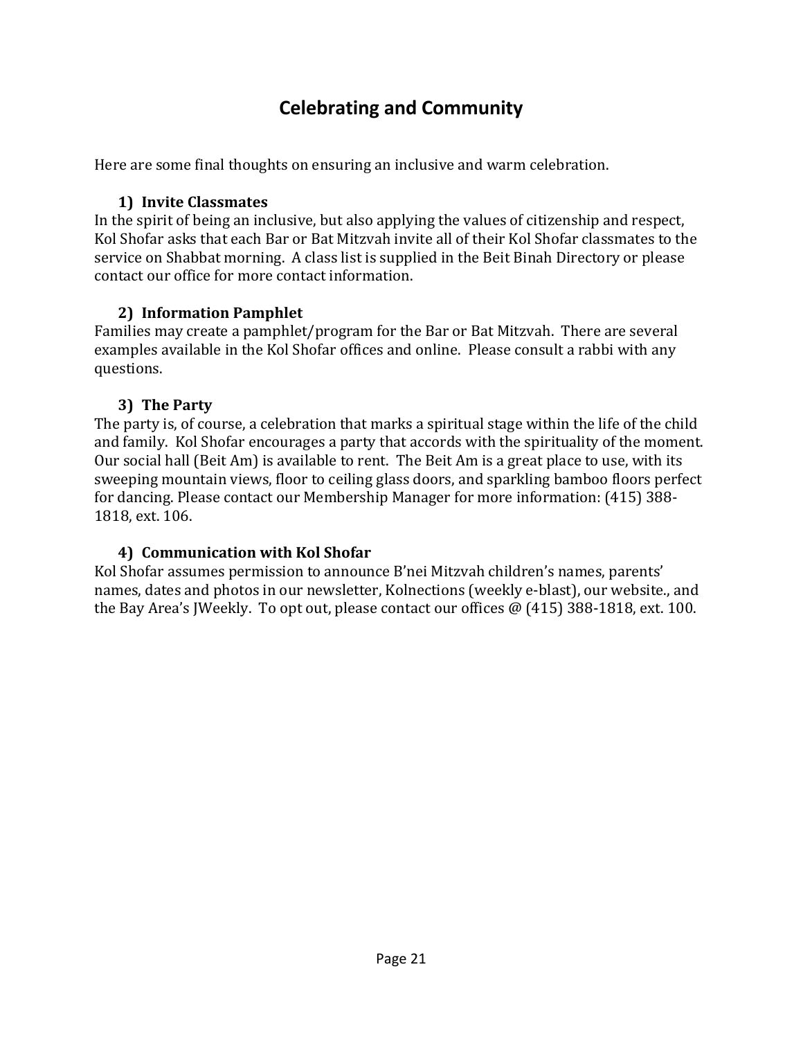# Celebrating and Community

Here are some final thoughts on ensuring an inclusive and warm celebration.

### 1) Invite Classmates

In the spirit of being an inclusive, but also applying the values of citizenship and respect, Kol Shofar asks that each Bar or Bat Mitzvah invite all of their Kol Shofar classmates to the service on Shabbat morning. A class list is supplied in the Beit Binah Directory or please contact our office for more contact information.

### 2) Information Pamphlet

Families may create a pamphlet/program for the Bar or Bat Mitzvah. There are several examples available in the Kol Shofar offices and online. Please consult a rabbi with any questions.

### 3) The Party

The party is, of course, a celebration that marks a spiritual stage within the life of the child and family. Kol Shofar encourages a party that accords with the spirituality of the moment. Our social hall (Beit Am) is available to rent. The Beit Am is a great place to use, with its sweeping mountain views, floor to ceiling glass doors, and sparkling bamboo floors perfect for dancing. Please contact our Membership Manager for more information: (415) 388-1818, ext. 106.

### 4) Communication with Kol Shofar

Kol Shofar assumes permission to announce B'nei Mitzvah children's names, parents' names, dates and photos in our newsletter, Kolnections (weekly e-blast), our website., and the Bay Area's JWeekly. To opt out, please contact our offices @ (415) 388-1818, ext. 100.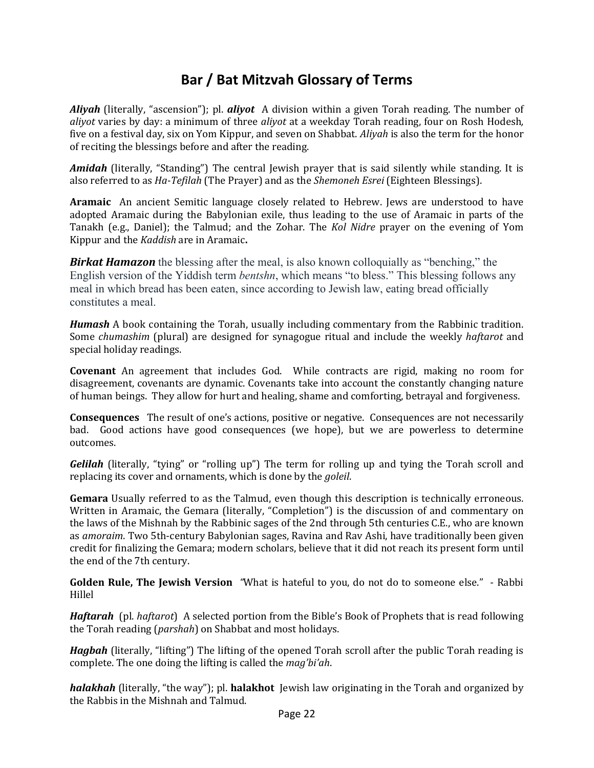# Bar / Bat Mitzvah Glossary of Terms

***Aliyah*** (literally, "ascension"); pl. ***aliyot*** A division within a given Torah reading. The number of *aliyot* varies by day: a minimum of three *aliyot* at a weekday Torah reading, four on Rosh Hodesh, five on a festival day, six on Yom Kippur, and seven on Shabbat. *Aliyah* is also the term for the honor of reciting the blessings before and after the reading.

***Amidah*** (literally, "Standing") The central Jewish prayer that is said silently while standing. It is also referred to as *Ha-Tefilah* (The Prayer) and as the *Shemoneh Esrei* (Eighteen Blessings).

**Aramaic** An ancient Semitic language closely related to Hebrew. Jews are understood to have adopted Aramaic during the Babylonian exile, thus leading to the use of Aramaic in parts of the Tanakh (e.g., Daniel); the Talmud; and the Zohar. The *Kol Nidre* prayer on the evening of Yom Kippur and the *Kaddish* are in Aramaic**.**

***Birkat Hamazon*** the blessing after the meal, is also known colloquially as "benching," the English version of the Yiddish term *bentshn*, which means "to bless." This blessing follows any meal in which bread has been eaten, since according to Jewish law, eating bread officially constitutes a meal.

***Humash*** A book containing the Torah, usually including commentary from the Rabbinic tradition. Some *chumashim* (plural) are designed for synagogue ritual and include the weekly *haftarot* and special holiday readings.

**Covenant** An agreement that includes God. While contracts are rigid, making no room for disagreement, covenants are dynamic. Covenants take into account the constantly changing nature of human beings. They allow for hurt and healing, shame and comforting, betrayal and forgiveness.

**Consequences** The result of one's actions, positive or negative. Consequences are not necessarily bad. Good actions have good consequences (we hope), but we are powerless to determine outcomes.

***Gelilah*** (literally, "tying" or "rolling up") The term for rolling up and tying the Torah scroll and replacing its cover and ornaments, which is done by the *goleil*.

**Gemara** Usually referred to as the Talmud, even though this description is technically erroneous. Written in Aramaic, the Gemara (literally, "Completion") is the discussion of and commentary on the laws of the Mishnah by the Rabbinic sages of the 2nd through 5th centuries C.E., who are known as *amoraim*. Two 5th-century Babylonian sages, Ravina and Rav Ashi, have traditionally been given credit for finalizing the Gemara; modern scholars, believe that it did not reach its present form until the end of the 7th century.

**Golden Rule, The Jewish Version** *"*What is hateful to you, do not do to someone else." - Rabbi Hillel

***Haftarah*** (pl. *haftarot*) A selected portion from the Bible's Book of Prophets that is read following the Torah reading (*parshah*) on Shabbat and most holidays.

***Hagbah*** (literally, "lifting") The lifting of the opened Torah scroll after the public Torah reading is complete. The one doing the lifting is called the *mag'bi'ah*.

***halakhah*** (literally, "the way"); pl. **halakhot** Jewish law originating in the Torah and organized by the Rabbis in the Mishnah and Talmud.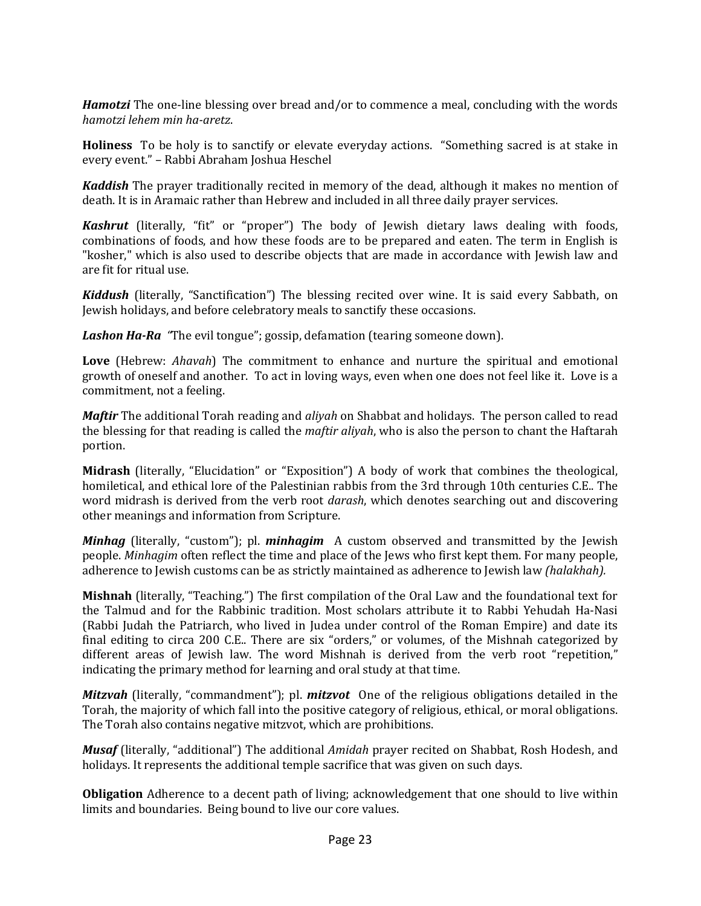***Hamotzi*** The one-line blessing over bread and/or to commence a meal, concluding with the words *hamotzi lehem min ha-aretz*.

**Holiness** To be holy is to sanctify or elevate everyday actions. "Something sacred is at stake in every event." – Rabbi Abraham Joshua Heschel

***Kaddish*** The prayer traditionally recited in memory of the dead, although it makes no mention of death. It is in Aramaic rather than Hebrew and included in all three daily prayer services.

***Kashrut*** (literally, "fit" or "proper") The body of Jewish dietary laws dealing with foods, combinations of foods, and how these foods are to be prepared and eaten. The term in English is "kosher," which is also used to describe objects that are made in accordance with Jewish law and are fit for ritual use.

***Kiddush*** (literally, "Sanctification") The blessing recited over wine. It is said every Sabbath, on Jewish holidays, and before celebratory meals to sanctify these occasions.

***Lashon Ha-Ra*** *"*The evil tongue"; gossip, defamation (tearing someone down).

**Love** (Hebrew: *Ahavah*) The commitment to enhance and nurture the spiritual and emotional growth of oneself and another. To act in loving ways, even when one does not feel like it. Love is a commitment, not a feeling.

***Maftir*** The additional Torah reading and *aliyah* on Shabbat and holidays. The person called to read the blessing for that reading is called the *maftir aliyah*, who is also the person to chant the Haftarah portion.

**Midrash** (literally, "Elucidation" or "Exposition") A body of work that combines the theological, homiletical, and ethical lore of the Palestinian rabbis from the 3rd through 10th centuries C.E.. The word midrash is derived from the verb root *darash*, which denotes searching out and discovering other meanings and information from Scripture.

***Minhag*** (literally, "custom"); pl. ***minhagim*** A custom observed and transmitted by the Jewish people. *Minhagim* often reflect the time and place of the Jews who first kept them. For many people, adherence to Jewish customs can be as strictly maintained as adherence to Jewish law *(halakhah).*

**Mishnah** (literally, "Teaching.") The first compilation of the Oral Law and the foundational text for the Talmud and for the Rabbinic tradition. Most scholars attribute it to Rabbi Yehudah Ha-Nasi (Rabbi Judah the Patriarch, who lived in Judea under control of the Roman Empire) and date its final editing to circa 200 C.E.. There are six "orders," or volumes, of the Mishnah categorized by different areas of Jewish law. The word Mishnah is derived from the verb root "repetition," indicating the primary method for learning and oral study at that time.

***Mitzvah*** (literally, "commandment"); pl. ***mitzvot*** One of the religious obligations detailed in the Torah, the majority of which fall into the positive category of religious, ethical, or moral obligations. The Torah also contains negative mitzvot, which are prohibitions.

***Musaf*** (literally, "additional") The additional *Amidah* prayer recited on Shabbat, Rosh Hodesh, and holidays. It represents the additional temple sacrifice that was given on such days.

**Obligation** Adherence to a decent path of living; acknowledgement that one should to live within limits and boundaries. Being bound to live our core values.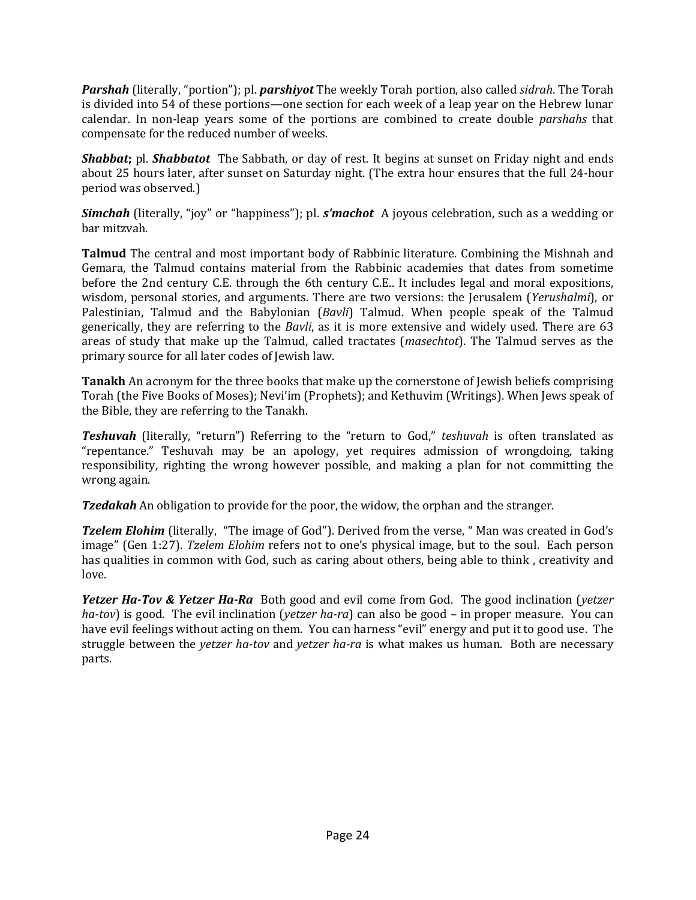***Parshah*** (literally, "portion"); pl. ***parshiyot*** The weekly Torah portion, also called *sidrah*. The Torah is divided into 54 of these portions—one section for each week of a leap year on the Hebrew lunar calendar. In non-leap years some of the portions are combined to create double *parshahs* that compensate for the reduced number of weeks.

***Shabbat*;** pl. ***Shabbatot*** The Sabbath, or day of rest. It begins at sunset on Friday night and ends about 25 hours later, after sunset on Saturday night. (The extra hour ensures that the full 24-hour period was observed.)

***Simchah*** (literally, "joy" or "happiness"); pl. ***s'machot*** A joyous celebration, such as a wedding or bar mitzvah.

**Talmud** The central and most important body of Rabbinic literature. Combining the Mishnah and Gemara, the Talmud contains material from the Rabbinic academies that dates from sometime before the 2nd century C.E. through the 6th century C.E.. It includes legal and moral expositions, wisdom, personal stories, and arguments. There are two versions: the Jerusalem (*Yerushalmi*), or Palestinian, Talmud and the Babylonian (*Bavli*) Talmud. When people speak of the Talmud generically, they are referring to the *Bavli*, as it is more extensive and widely used. There are 63 areas of study that make up the Talmud, called tractates (*masechtot*). The Talmud serves as the primary source for all later codes of Jewish law.

**Tanakh** An acronym for the three books that make up the cornerstone of Jewish beliefs comprising Torah (the Five Books of Moses); Nevi'im (Prophets); and Kethuvim (Writings). When Jews speak of the Bible, they are referring to the Tanakh.

***Teshuvah*** (literally, "return") Referring to the "return to God," *teshuvah* is often translated as "repentance." Teshuvah may be an apology, yet requires admission of wrongdoing, taking responsibility, righting the wrong however possible, and making a plan for not committing the wrong again.

***Tzedakah*** An obligation to provide for the poor, the widow, the orphan and the stranger.

***Tzelem Elohim*** (literally, "The image of God"). Derived from the verse, " Man was created in God's image" (Gen 1:27). *Tzelem Elohim* refers not to one's physical image, but to the soul. Each person has qualities in common with God, such as caring about others, being able to think , creativity and love.

***Yetzer Ha-Tov & Yetzer Ha-Ra*** Both good and evil come from God. The good inclination (*yetzer ha-tov*) is good. The evil inclination (*yetzer ha-ra*) can also be good – in proper measure. You can have evil feelings without acting on them. You can harness "evil" energy and put it to good use. The struggle between the *yetzer ha-tov* and *yetzer ha-ra* is what makes us human. Both are necessary parts.